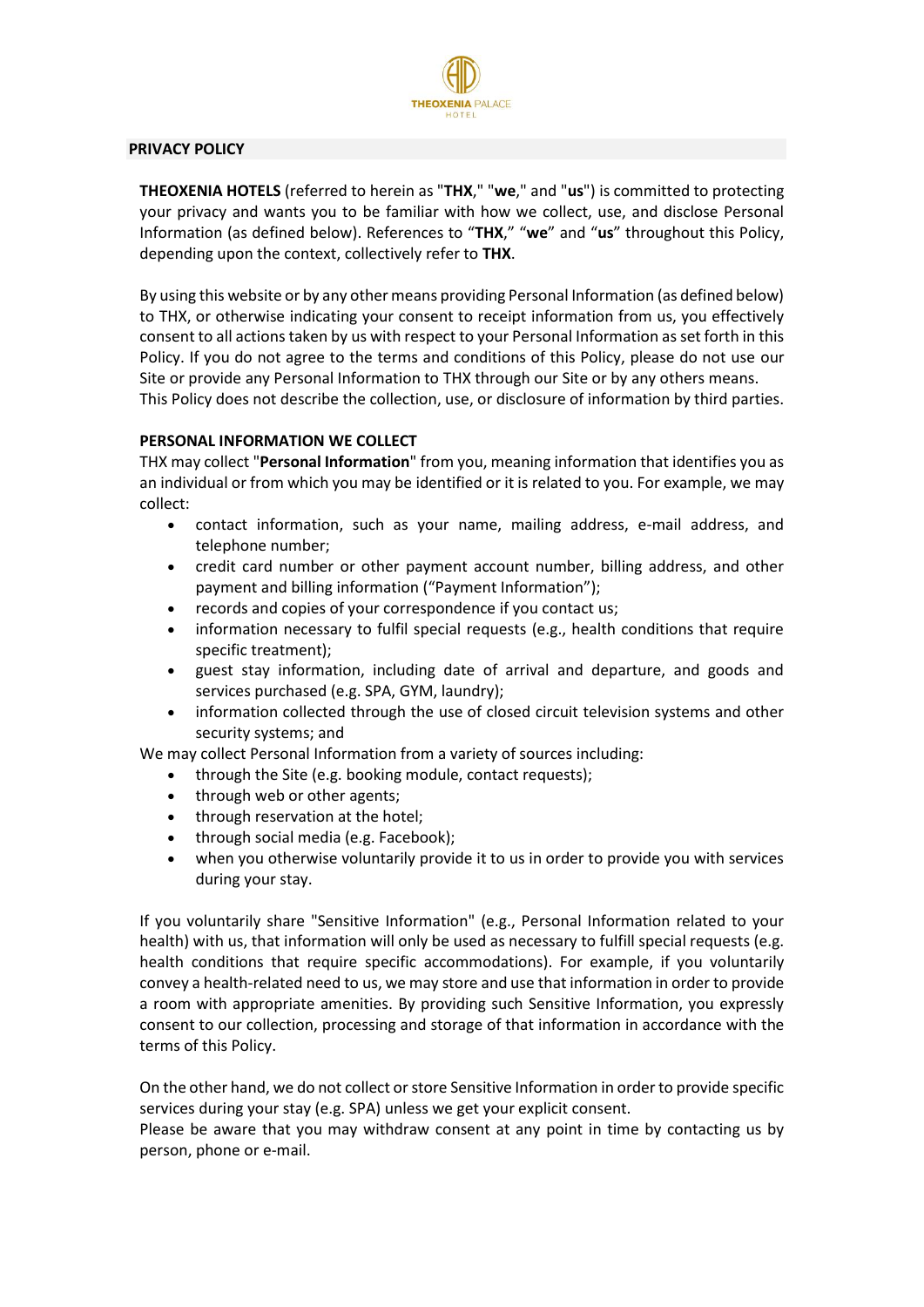THEOXENIA PALACE HOTEL

## PRIVACY POLICY

**THEOXENIA HOTELS** (referred to herein as "**THX**," "**we**," and "**us**") is committed to protecting your privacy and wants you to be familiar with how we collect, use, and disclose Personal Information (as defined below). References to "**THX**," "**we**" and "**us**" throughout this Policy, depending upon the context, collectively refer to **THX**.

By using this website or by any other means providing Personal Information (as defined below) to THX, or otherwise indicating your consent to receipt information from us, you effectively consent to all actions taken by us with respect to your Personal Information as set forth in this Policy. If you do not agree to the terms and conditions of this Policy, please do not use our Site or provide any Personal Information to THX through our Site or by any others means.
This Policy does not describe the collection, use, or disclosure of information by third parties.

### PERSONAL INFORMATION WE COLLECT

THX may collect "**Personal Information**" from you, meaning information that identifies you as an individual or from which you may be identified or it is related to you. For example, we may collect:

- contact information, such as your name, mailing address, e-mail address, and telephone number;
- credit card number or other payment account number, billing address, and other payment and billing information ("Payment Information");
- records and copies of your correspondence if you contact us;
- information necessary to fulfil special requests (e.g., health conditions that require specific treatment);
- guest stay information, including date of arrival and departure, and goods and services purchased (e.g. SPA, GYM, laundry);
- information collected through the use of closed circuit television systems and other security systems; and

We may collect Personal Information from a variety of sources including:

- through the Site (e.g. booking module, contact requests);
- through web or other agents;
- through reservation at the hotel;
- through social media (e.g. Facebook);
- when you otherwise voluntarily provide it to us in order to provide you with services during your stay.

If you voluntarily share "Sensitive Information" (e.g., Personal Information related to your health) with us, that information will only be used as necessary to fulfill special requests (e.g. health conditions that require specific accommodations). For example, if you voluntarily convey a health-related need to us, we may store and use that information in order to provide a room with appropriate amenities. By providing such Sensitive Information, you expressly consent to our collection, processing and storage of that information in accordance with the terms of this Policy.

On the other hand, we do not collect or store Sensitive Information in order to provide specific services during your stay (e.g. SPA) unless we get your explicit consent.
Please be aware that you may withdraw consent at any point in time by contacting us by person, phone or e-mail.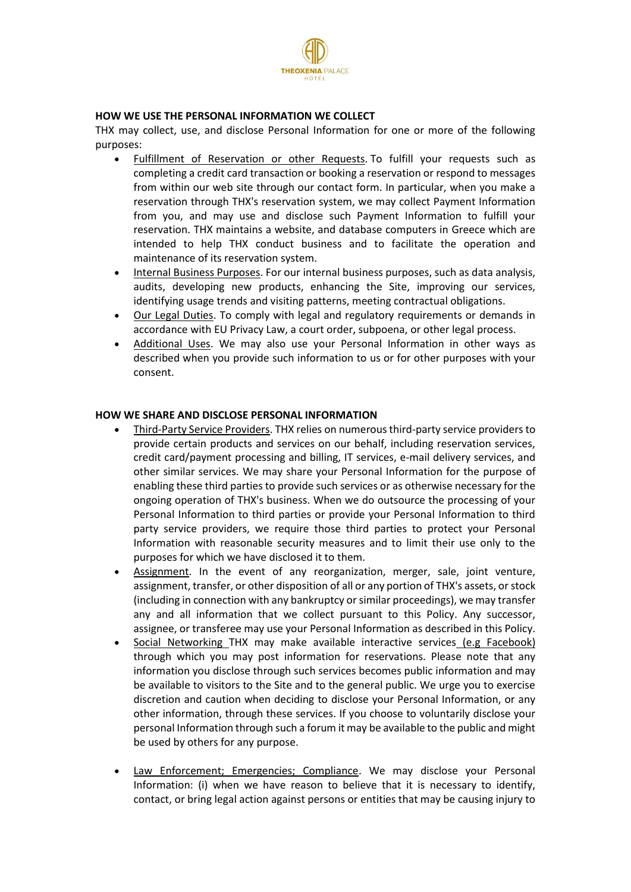## HOW WE USE THE PERSONAL INFORMATION WE COLLECT

THX may collect, use, and disclose Personal Information for one or more of the following purposes:

- Fulfillment of Reservation or other Requests. To fulfill your requests such as completing a credit card transaction or booking a reservation or respond to messages from within our web site through our contact form. In particular, when you make a reservation through THX's reservation system, we may collect Payment Information from you, and may use and disclose such Payment Information to fulfill your reservation. THX maintains a website, and database computers in Greece which are intended to help THX conduct business and to facilitate the operation and maintenance of its reservation system.
- Internal Business Purposes. For our internal business purposes, such as data analysis, audits, developing new products, enhancing the Site, improving our services, identifying usage trends and visiting patterns, meeting contractual obligations.
- Our Legal Duties. To comply with legal and regulatory requirements or demands in accordance with EU Privacy Law, a court order, subpoena, or other legal process.
- Additional Uses. We may also use your Personal Information in other ways as described when you provide such information to us or for other purposes with your consent.

## HOW WE SHARE AND DISCLOSE PERSONAL INFORMATION

- Third-Party Service Providers. THX relies on numerous third-party service providers to provide certain products and services on our behalf, including reservation services, credit card/payment processing and billing, IT services, e-mail delivery services, and other similar services. We may share your Personal Information for the purpose of enabling these third parties to provide such services or as otherwise necessary for the ongoing operation of THX's business. When we do outsource the processing of your Personal Information to third parties or provide your Personal Information to third party service providers, we require those third parties to protect your Personal Information with reasonable security measures and to limit their use only to the purposes for which we have disclosed it to them.
- Assignment. In the event of any reorganization, merger, sale, joint venture, assignment, transfer, or other disposition of all or any portion of THX's assets, or stock (including in connection with any bankruptcy or similar proceedings), we may transfer any and all information that we collect pursuant to this Policy. Any successor, assignee, or transferee may use your Personal Information as described in this Policy.
- Social Networking THX may make available interactive services (e.g Facebook) through which you may post information for reservations. Please note that any information you disclose through such services becomes public information and may be available to visitors to the Site and to the general public. We urge you to exercise discretion and caution when deciding to disclose your Personal Information, or any other information, through these services. If you choose to voluntarily disclose your personal Information through such a forum it may be available to the public and might be used by others for any purpose.
- Law Enforcement; Emergencies; Compliance. We may disclose your Personal Information: (i) when we have reason to believe that it is necessary to identify, contact, or bring legal action against persons or entities that may be causing injury to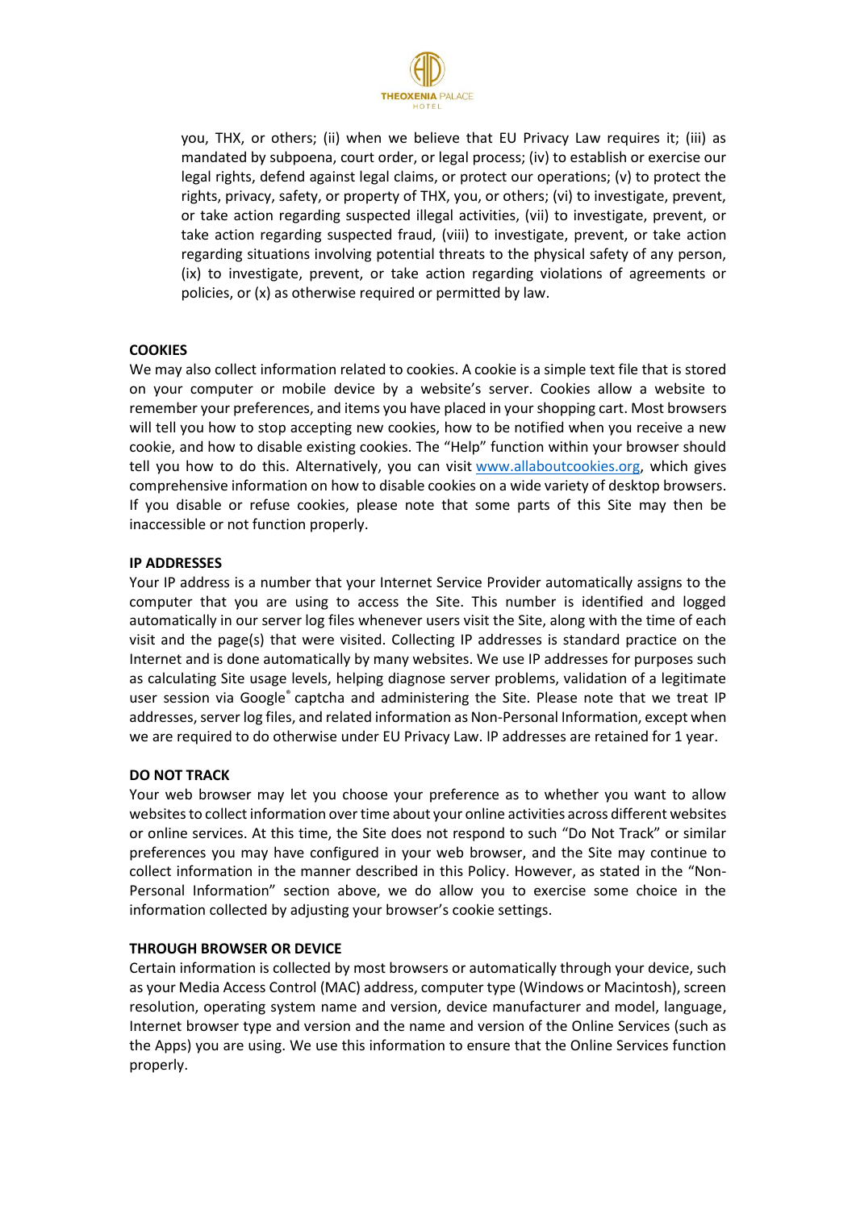you, THX, or others; (ii) when we believe that EU Privacy Law requires it; (iii) as mandated by subpoena, court order, or legal process; (iv) to establish or exercise our legal rights, defend against legal claims, or protect our operations; (v) to protect the rights, privacy, safety, or property of THX, you, or others; (vi) to investigate, prevent, or take action regarding suspected illegal activities, (vii) to investigate, prevent, or take action regarding suspected fraud, (viii) to investigate, prevent, or take action regarding situations involving potential threats to the physical safety of any person, (ix) to investigate, prevent, or take action regarding violations of agreements or policies, or (x) as otherwise required or permitted by law.

**COOKIES**

We may also collect information related to cookies. A cookie is a simple text file that is stored on your computer or mobile device by a website's server. Cookies allow a website to remember your preferences, and items you have placed in your shopping cart. Most browsers will tell you how to stop accepting new cookies, how to be notified when you receive a new cookie, and how to disable existing cookies. The "Help" function within your browser should tell you how to do this. Alternatively, you can visit www.allaboutcookies.org, which gives comprehensive information on how to disable cookies on a wide variety of desktop browsers. If you disable or refuse cookies, please note that some parts of this Site may then be inaccessible or not function properly.

**IP ADDRESSES**

Your IP address is a number that your Internet Service Provider automatically assigns to the computer that you are using to access the Site. This number is identified and logged automatically in our server log files whenever users visit the Site, along with the time of each visit and the page(s) that were visited. Collecting IP addresses is standard practice on the Internet and is done automatically by many websites. We use IP addresses for purposes such as calculating Site usage levels, helping diagnose server problems, validation of a legitimate user session via Google® captcha and administering the Site. Please note that we treat IP addresses, server log files, and related information as Non-Personal Information, except when we are required to do otherwise under EU Privacy Law. IP addresses are retained for 1 year.

**DO NOT TRACK**

Your web browser may let you choose your preference as to whether you want to allow websites to collect information over time about your online activities across different websites or online services. At this time, the Site does not respond to such "Do Not Track" or similar preferences you may have configured in your web browser, and the Site may continue to collect information in the manner described in this Policy. However, as stated in the "Non-Personal Information" section above, we do allow you to exercise some choice in the information collected by adjusting your browser's cookie settings.

**THROUGH BROWSER OR DEVICE**

Certain information is collected by most browsers or automatically through your device, such as your Media Access Control (MAC) address, computer type (Windows or Macintosh), screen resolution, operating system name and version, device manufacturer and model, language, Internet browser type and version and the name and version of the Online Services (such as the Apps) you are using. We use this information to ensure that the Online Services function properly.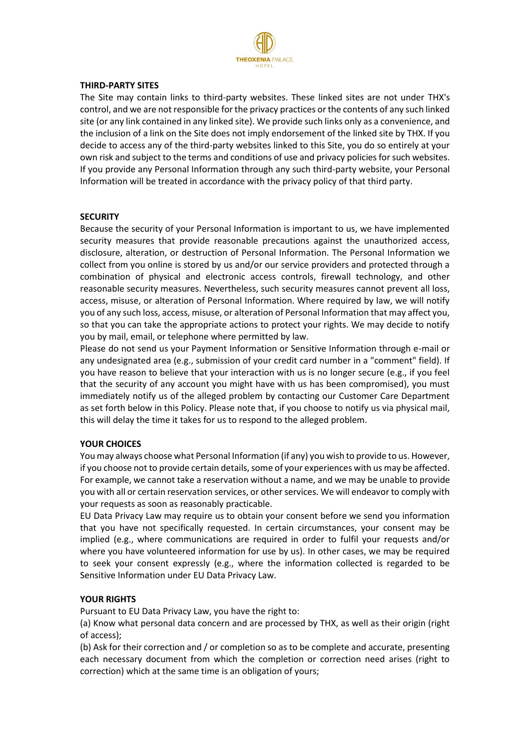**THIRD-PARTY SITES**

The Site may contain links to third-party websites. These linked sites are not under THX's control, and we are not responsible for the privacy practices or the contents of any such linked site (or any link contained in any linked site). We provide such links only as a convenience, and the inclusion of a link on the Site does not imply endorsement of the linked site by THX. If you decide to access any of the third-party websites linked to this Site, you do so entirely at your own risk and subject to the terms and conditions of use and privacy policies for such websites. If you provide any Personal Information through any such third-party website, your Personal Information will be treated in accordance with the privacy policy of that third party.

**SECURITY**

Because the security of your Personal Information is important to us, we have implemented security measures that provide reasonable precautions against the unauthorized access, disclosure, alteration, or destruction of Personal Information. The Personal Information we collect from you online is stored by us and/or our service providers and protected through a combination of physical and electronic access controls, firewall technology, and other reasonable security measures. Nevertheless, such security measures cannot prevent all loss, access, misuse, or alteration of Personal Information. Where required by law, we will notify you of any such loss, access, misuse, or alteration of Personal Information that may affect you, so that you can take the appropriate actions to protect your rights. We may decide to notify you by mail, email, or telephone where permitted by law.

Please do not send us your Payment Information or Sensitive Information through e-mail or any undesignated area (e.g., submission of your credit card number in a "comment" field). If you have reason to believe that your interaction with us is no longer secure (e.g., if you feel that the security of any account you might have with us has been compromised), you must immediately notify us of the alleged problem by contacting our Customer Care Department as set forth below in this Policy. Please note that, if you choose to notify us via physical mail, this will delay the time it takes for us to respond to the alleged problem.

**YOUR CHOICES**

You may always choose what Personal Information (if any) you wish to provide to us. However, if you choose not to provide certain details, some of your experiences with us may be affected. For example, we cannot take a reservation without a name, and we may be unable to provide you with all or certain reservation services, or other services. We will endeavor to comply with your requests as soon as reasonably practicable.

EU Data Privacy Law may require us to obtain your consent before we send you information that you have not specifically requested. In certain circumstances, your consent may be implied (e.g., where communications are required in order to fulfil your requests and/or where you have volunteered information for use by us). In other cases, we may be required to seek your consent expressly (e.g., where the information collected is regarded to be Sensitive Information under EU Data Privacy Law.

**YOUR RIGHTS**

Pursuant to EU Data Privacy Law, you have the right to:

(a) Know what personal data concern and are processed by THX, as well as their origin (right of access);

(b) Ask for their correction and / or completion so as to be complete and accurate, presenting each necessary document from which the completion or correction need arises (right to correction) which at the same time is an obligation of yours;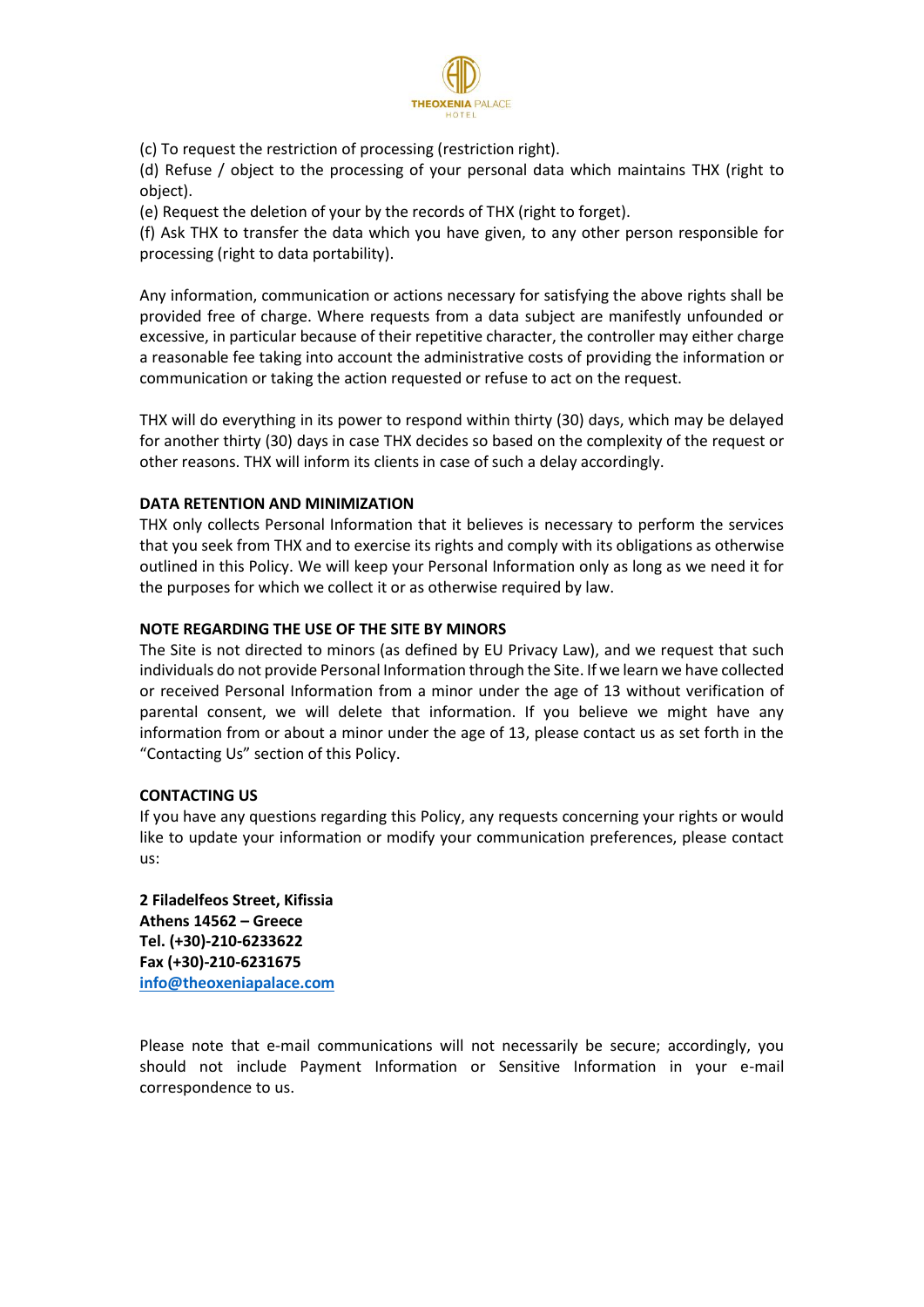(c) To request the restriction of processing (restriction right).

(d) Refuse / object to the processing of your personal data which maintains THX (right to object).

(e) Request the deletion of your by the records of THX (right to forget).

(f) Ask THX to transfer the data which you have given, to any other person responsible for processing (right to data portability).

Any information, communication or actions necessary for satisfying the above rights shall be provided free of charge. Where requests from a data subject are manifestly unfounded or excessive, in particular because of their repetitive character, the controller may either charge a reasonable fee taking into account the administrative costs of providing the information or communication or taking the action requested or refuse to act on the request.

THX will do everything in its power to respond within thirty (30) days, which may be delayed for another thirty (30) days in case THX decides so based on the complexity of the request or other reasons. THX will inform its clients in case of such a delay accordingly.

**DATA RETENTION AND MINIMIZATION**

THX only collects Personal Information that it believes is necessary to perform the services that you seek from THX and to exercise its rights and comply with its obligations as otherwise outlined in this Policy. We will keep your Personal Information only as long as we need it for the purposes for which we collect it or as otherwise required by law.

**NOTE REGARDING THE USE OF THE SITE BY MINORS**

The Site is not directed to minors (as defined by EU Privacy Law), and we request that such individuals do not provide Personal Information through the Site. If we learn we have collected or received Personal Information from a minor under the age of 13 without verification of parental consent, we will delete that information. If you believe we might have any information from or about a minor under the age of 13, please contact us as set forth in the "Contacting Us" section of this Policy.

**CONTACTING US**

If you have any questions regarding this Policy, any requests concerning your rights or would like to update your information or modify your communication preferences, please contact us:

**2 Filadelfeos Street, Kifissia**
**Athens 14562 – Greece**
**Tel. (+30)-210-6233622**
**Fax (+30)-210-6231675**
**info@theoxeniapalace.com**

Please note that e-mail communications will not necessarily be secure; accordingly, you should not include Payment Information or Sensitive Information in your e-mail correspondence to us.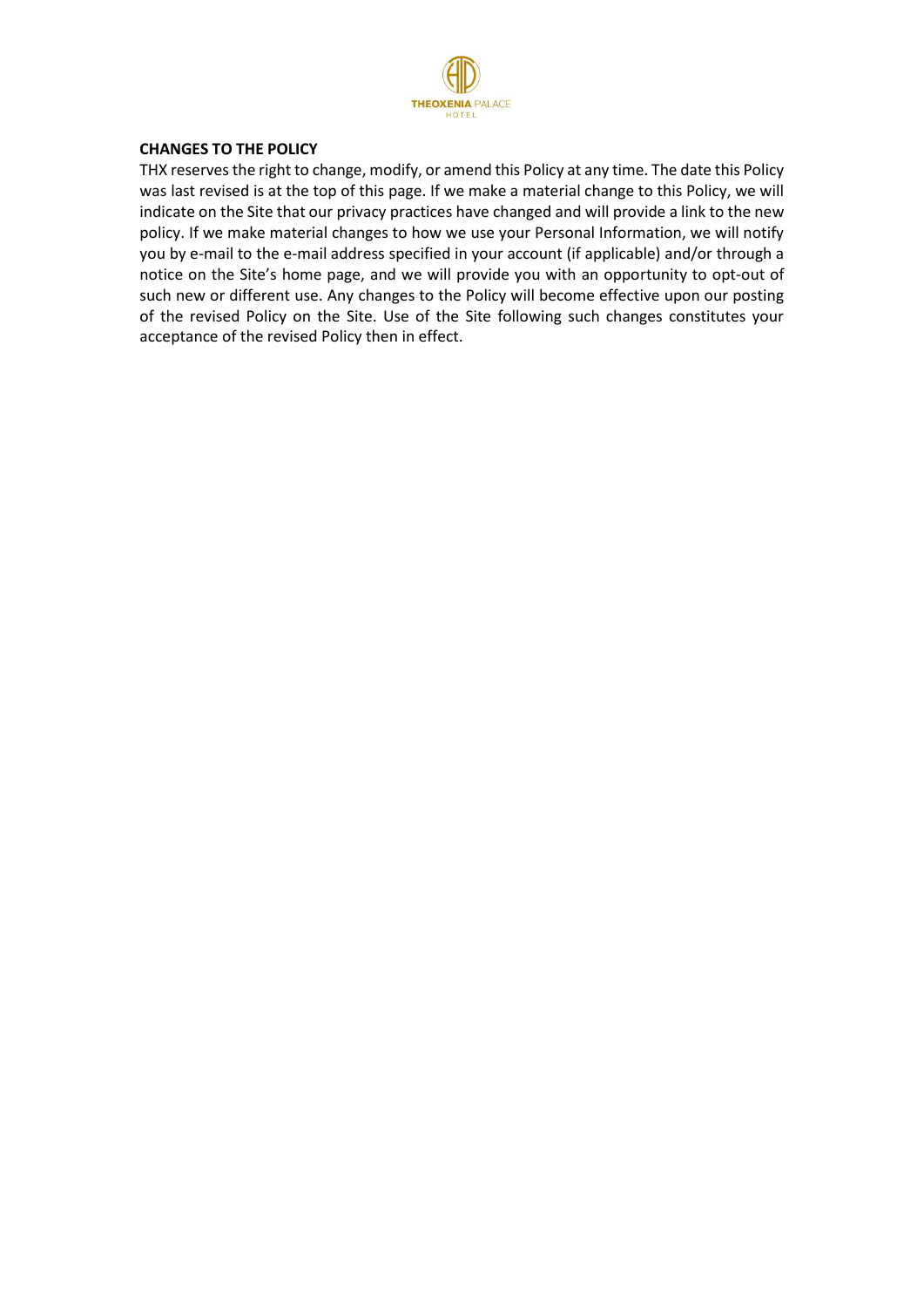**CHANGES TO THE POLICY**

THX reserves the right to change, modify, or amend this Policy at any time. The date this Policy was last revised is at the top of this page. If we make a material change to this Policy, we will indicate on the Site that our privacy practices have changed and will provide a link to the new policy. If we make material changes to how we use your Personal Information, we will notify you by e-mail to the e-mail address specified in your account (if applicable) and/or through a notice on the Site's home page, and we will provide you with an opportunity to opt-out of such new or different use. Any changes to the Policy will become effective upon our posting of the revised Policy on the Site. Use of the Site following such changes constitutes your acceptance of the revised Policy then in effect.